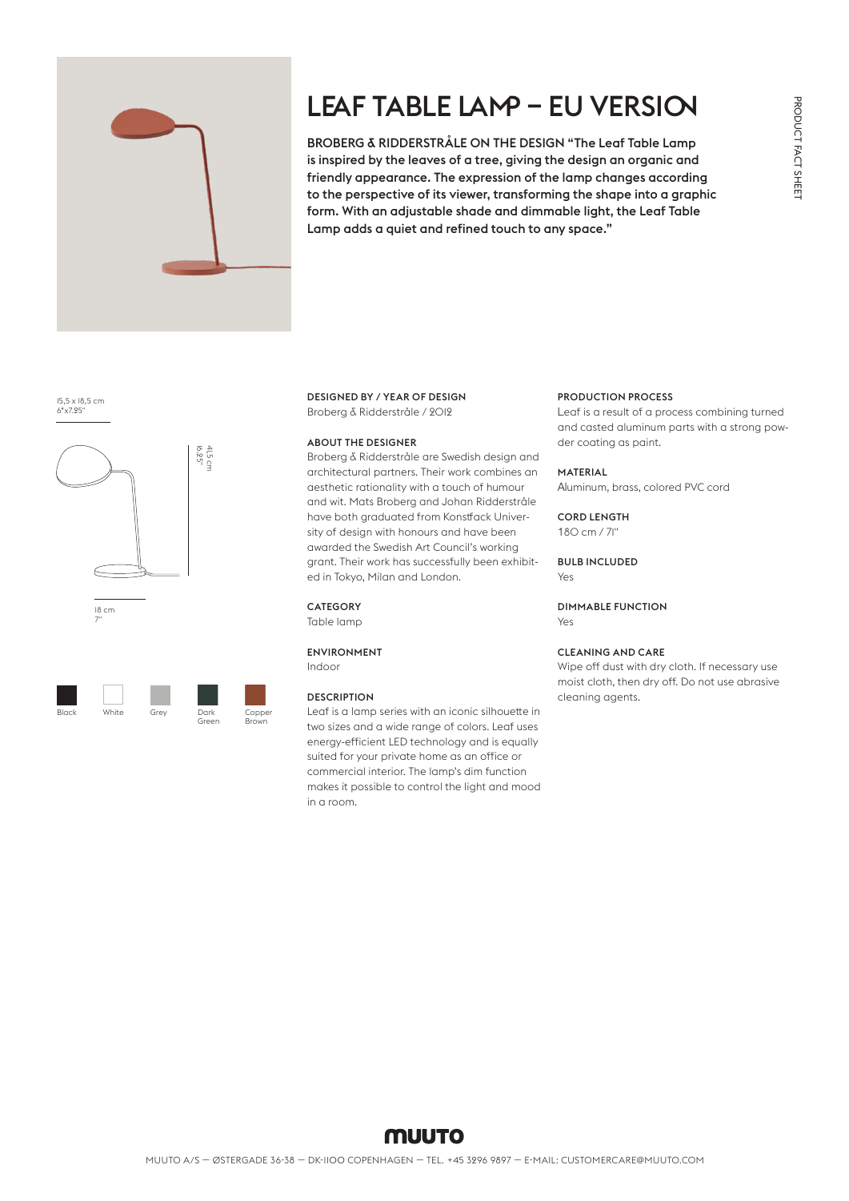# LEAF TABLE LAMP – EU VERSION

**BROBERG & RIDDERSTRÅLE ON THE DESIGN "The Leaf Table Lamp is inspired by the leaves of a tree, giving the design an organic and friendly appearance. The expression of the lamp changes according to the perspective of its viewer, transforming the shape into a graphic form. With an adjustable shade and dimmable light, the Leaf Table Lamp adds a quiet and refined touch to any space."**

PRODUCT FACT SHEET

15,5 x 18,5 cm
6"x7.25"

41,5 cm
16.25"

18 cm
7"

Black, White, Grey, Dark Green, Copper Brown

**DESIGNED BY / YEAR OF DESIGN**
Broberg & Ridderstråle / 2012

**ABOUT THE DESIGNER**
Broberg & Ridderstråle are Swedish design and architectural partners. Their work combines an aesthetic rationality with a touch of humour and wit. Mats Broberg and Johan Ridderstråle have both graduated from Konstfack University of design with honours and have been awarded the Swedish Art Council's working grant. Their work has successfully been exhibited in Tokyo, Milan and London.

**CATEGORY**
Table lamp

**ENVIRONMENT**
Indoor

**DESCRIPTION**
Leaf is a lamp series with an iconic silhouette in two sizes and a wide range of colors. Leaf uses energy-efficient LED technology and is equally suited for your private home as an office or commercial interior. The lamp's dim function makes it possible to control the light and mood in a room.

**PRODUCTION PROCESS**
Leaf is a result of a process combining turned and casted aluminum parts with a strong powder coating as paint.

**MATERIAL**
Aluminum, brass, colored PVC cord

**CORD LENGTH**
180 cm / 71"

**BULB INCLUDED**
Yes

**DIMMABLE FUNCTION**
Yes

**CLEANING AND CARE**
Wipe off dust with dry cloth. If necessary use moist cloth, then dry off. Do not use abrasive cleaning agents.

MUUTO

MUUTO A/S — ØSTERGADE 36-38 — DK-1100 COPENHAGEN — TEL. +45 3296 9897 — E-MAIL: CUSTOMERCARE@MUUTO.COM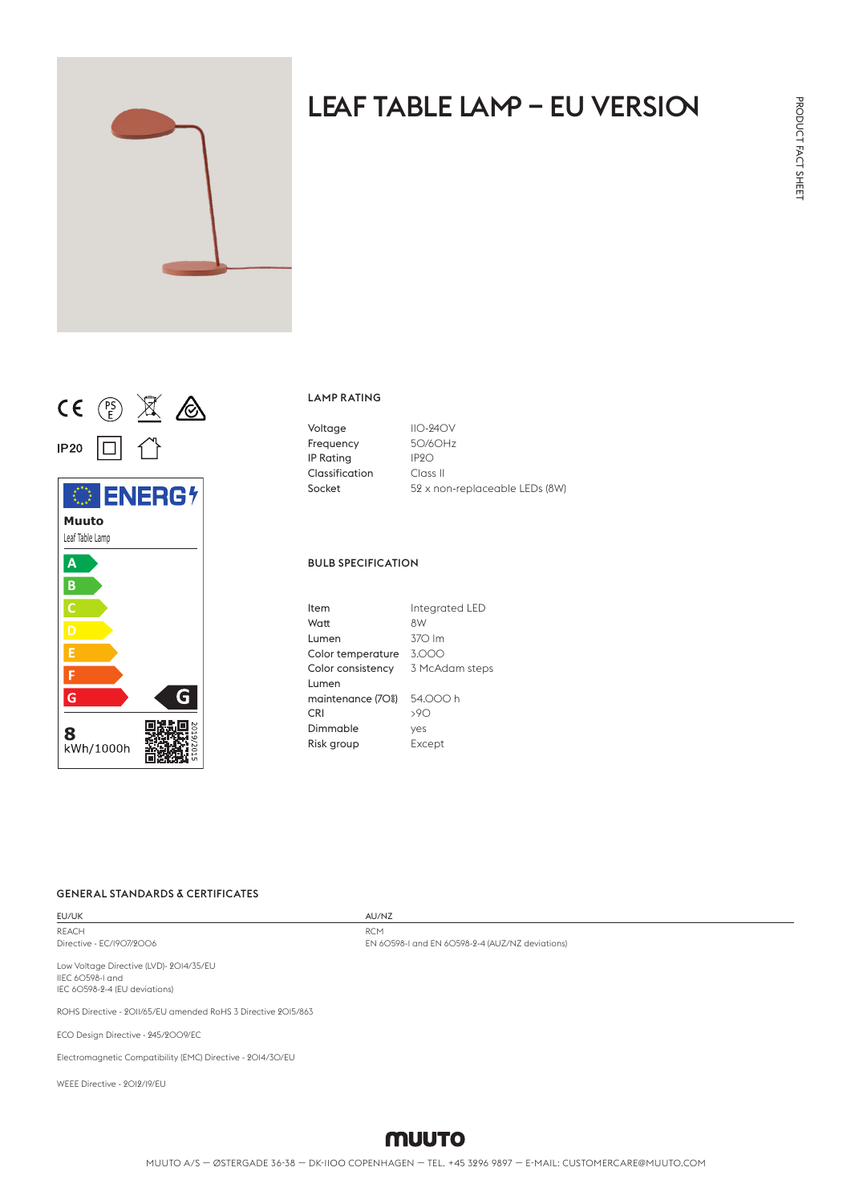# LEAF TABLE LAMP – EU VERSION

PRODUCT FACT SHEET

IP20

ENERG

Muuto

Leaf Table Lamp

A
B
C
D
E
F
G

G

8
kWh/1000h

2019/2015

## LAMP RATING

| | |
|---|---|
| Voltage | 110-240V |
| Frequency | 50/60Hz |
| IP Rating | IP20 |
| Classification | Class II |
| Socket | 52 x non-replaceable LEDs (8W) |

## BULB SPECIFICATION

| | |
|---|---|
| Item | Integrated LED |
| Watt | 8W |
| Lumen | 370 lm |
| Color temperature | 3.000 |
| Color consistency | 3 McAdam steps |
| Lumen maintenance (70%) | 54.000 h |
| CRI | >90 |
| Dimmable | yes |
| Risk group | Except |

## GENERAL STANDARDS & CERTIFICATES

**EU/UK**

REACH
Directive - EC/1907/2006

Low Voltage Directive (LVD)- 2014/35/EU
IIEC 60598-1 and
IEC 60598-2-4 (EU deviations)

ROHS Directive - 2011/65/EU amended RoHS 3 Directive 2015/863

ECO Design Directive - 245/2009/EC

Electromagnetic Compatibility (EMC) Directive - 2014/30/EU

WEEE Directive - 2012/19/EU

**AU/NZ**

RCM
EN 60598-1 and EN 60598-2-4 (AU/NZ deviations)

MUUTO

MUUTO A/S — ØSTERGADE 36-38 — DK-1100 COPENHAGEN — TEL. +45 3296 9897 — E-MAIL: CUSTOMERCARE@MUUTO.COM